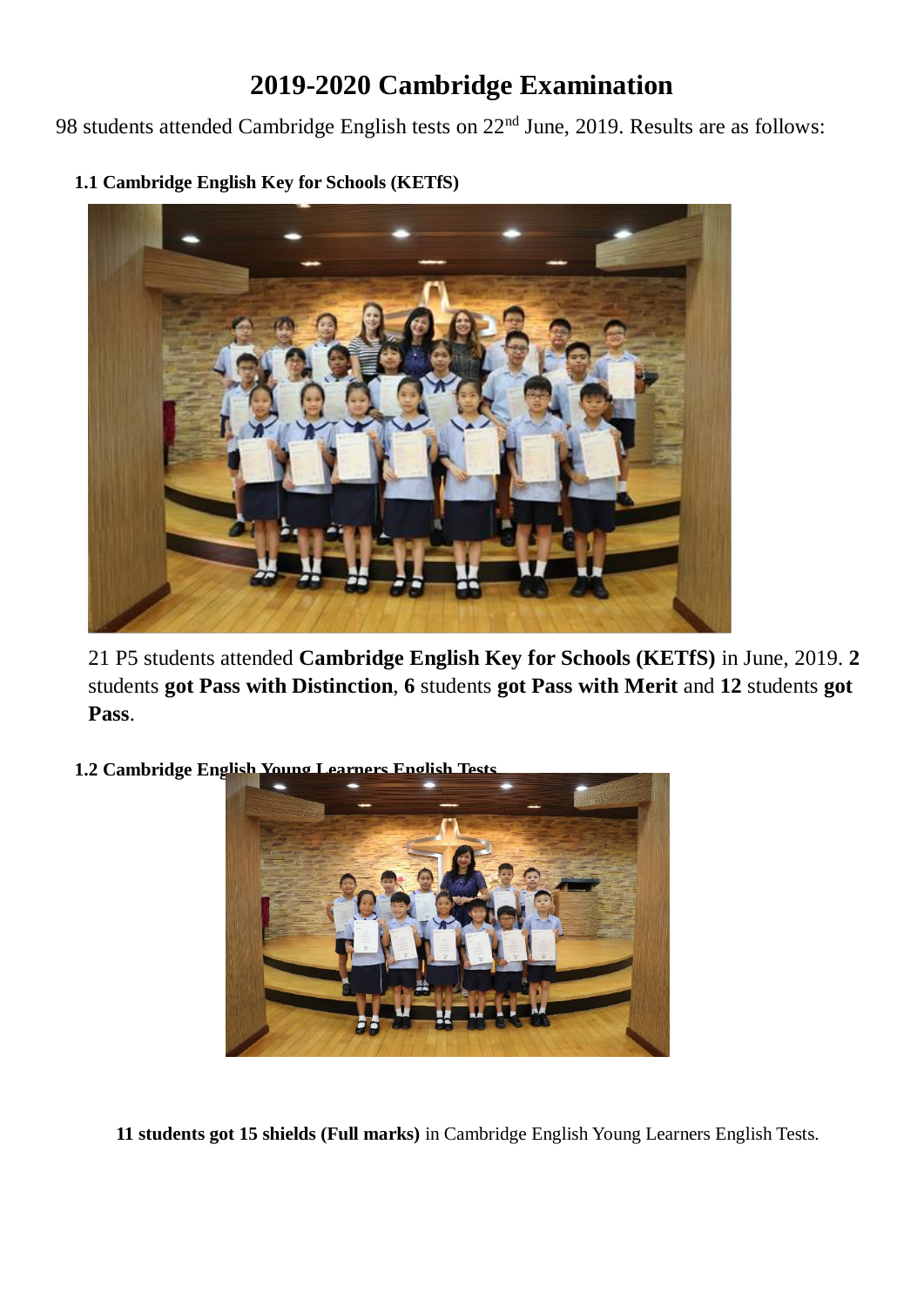# 2019-2020 Cambridge Examination

98 students attended Cambridge English tests on 22nd June, 2019. Results are as follows:

**1.1 Cambridge English Key for Schools (KETfS)**

21 P5 students attended **Cambridge English Key for Schools (KETfS)** in June, 2019. **2** students **got Pass with Distinction**, **6** students **got Pass with Merit** and **12** students **got Pass**.

**1.2 Cambridge English Young Learners English Tests**

**11 students got 15 shields (Full marks)** in Cambridge English Young Learners English Tests.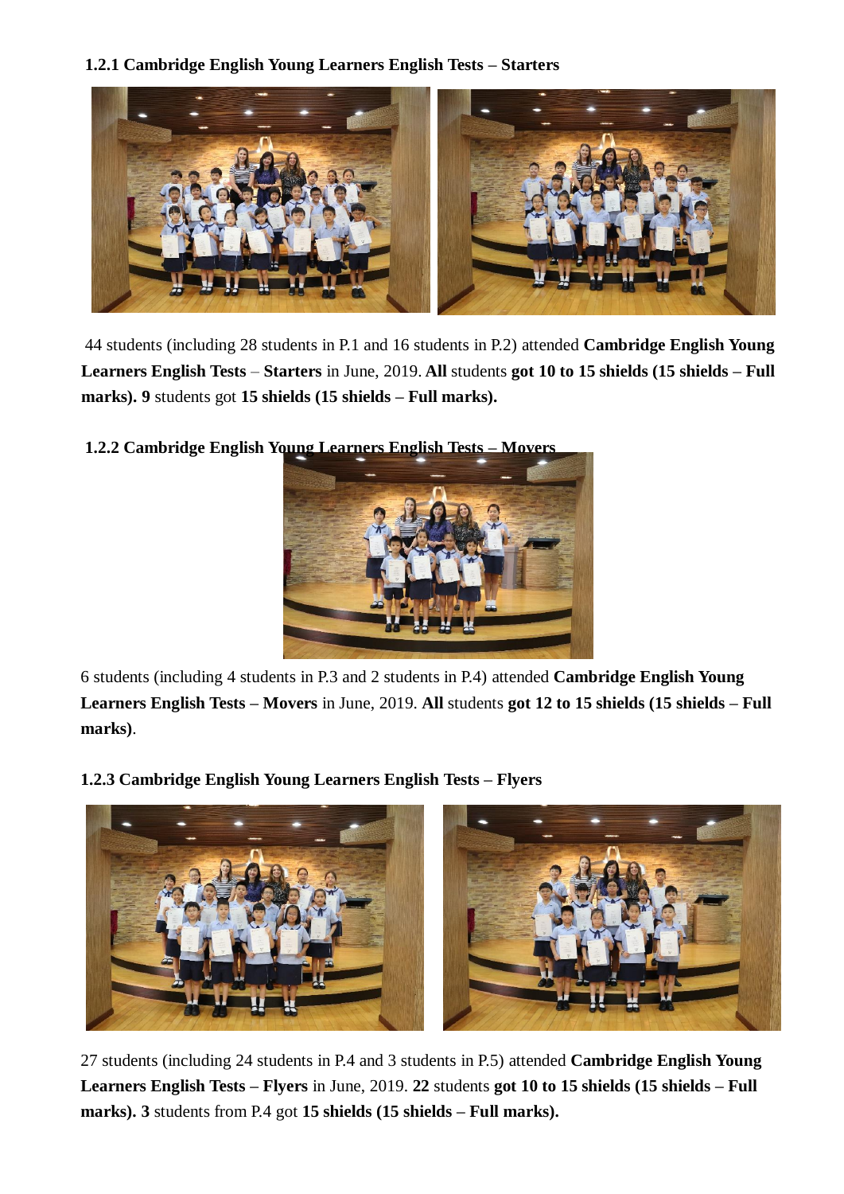### 1.2.1 Cambridge English Young Learners English Tests – Starters

44 students (including 28 students in P.1 and 16 students in P.2) attended **Cambridge English Young Learners English Tests** – **Starters** in June, 2019. **All** students **got 10 to 15 shields (15 shields – Full marks). 9** students got **15 shields (15 shields – Full marks).**

### 1.2.2 Cambridge English Young Learners English Tests – Movers

6 students (including 4 students in P.3 and 2 students in P.4) attended **Cambridge English Young Learners English Tests – Movers** in June, 2019. **All** students **got 12 to 15 shields (15 shields – Full marks)**.

### 1.2.3 Cambridge English Young Learners English Tests – Flyers

27 students (including 24 students in P.4 and 3 students in P.5) attended **Cambridge English Young Learners English Tests – Flyers** in June, 2019. **22** students **got 10 to 15 shields (15 shields – Full marks). 3** students from P.4 got **15 shields (15 shields – Full marks).**